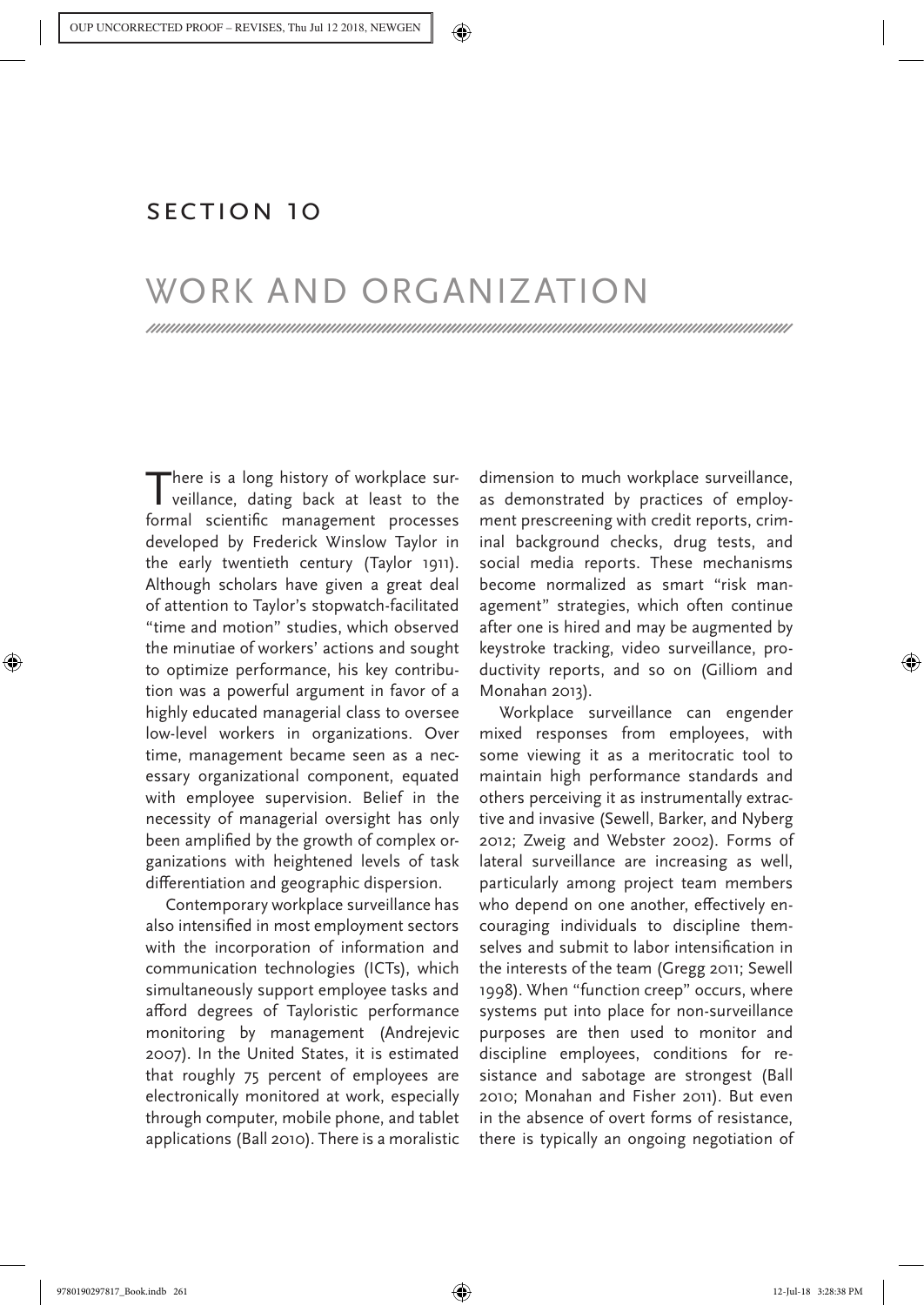## SECTION 10

# WORK AND ORGANIZATION

There is a long history of workplace surveillance, dating back at least to the formal scientific management processes developed by Frederick Winslow Taylor in the early twentieth century (Taylor 1911). Although scholars have given a great deal of attention to Taylor's stopwatch-facilitated "time and motion" studies, which observed the minutiae of workers' actions and sought to optimize performance, his key contribution was a powerful argument in favor of a highly educated managerial class to oversee low-level workers in organizations. Over time, management became seen as a necessary organizational component, equated with employee supervision. Belief in the necessity of managerial oversight has only been amplified by the growth of complex organizations with heightened levels of task differentiation and geographic dispersion.

Contemporary workplace surveillance has also intensified in most employment sectors with the incorporation of information and communication technologies (ICTs), which simultaneously support employee tasks and afford degrees of Tayloristic performance monitoring by management (Andrejevic 2007). In the United States, it is estimated that roughly 75 percent of employees are electronically monitored at work, especially through computer, mobile phone, and tablet applications (Ball 2010). There is a moralistic dimension to much workplace surveillance, as demonstrated by practices of employment prescreening with credit reports, criminal background checks, drug tests, and social media reports. These mechanisms become normalized as smart "risk management" strategies, which often continue after one is hired and may be augmented by keystroke tracking, video surveillance, productivity reports, and so on (Gilliom and Monahan 2013).

Workplace surveillance can engender mixed responses from employees, with some viewing it as a meritocratic tool to maintain high performance standards and others perceiving it as instrumentally extractive and invasive (Sewell, Barker, and Nyberg 2012; Zweig and Webster 2002). Forms of lateral surveillance are increasing as well, particularly among project team members who depend on one another, effectively encouraging individuals to discipline themselves and submit to labor intensification in the interests of the team (Gregg 2011; Sewell 1998). When "function creep" occurs, where systems put into place for non-surveillance purposes are then used to monitor and discipline employees, conditions for resistance and sabotage are strongest (Ball 2010; Monahan and Fisher 2011). But even in the absence of overt forms of resistance, there is typically an ongoing negotiation of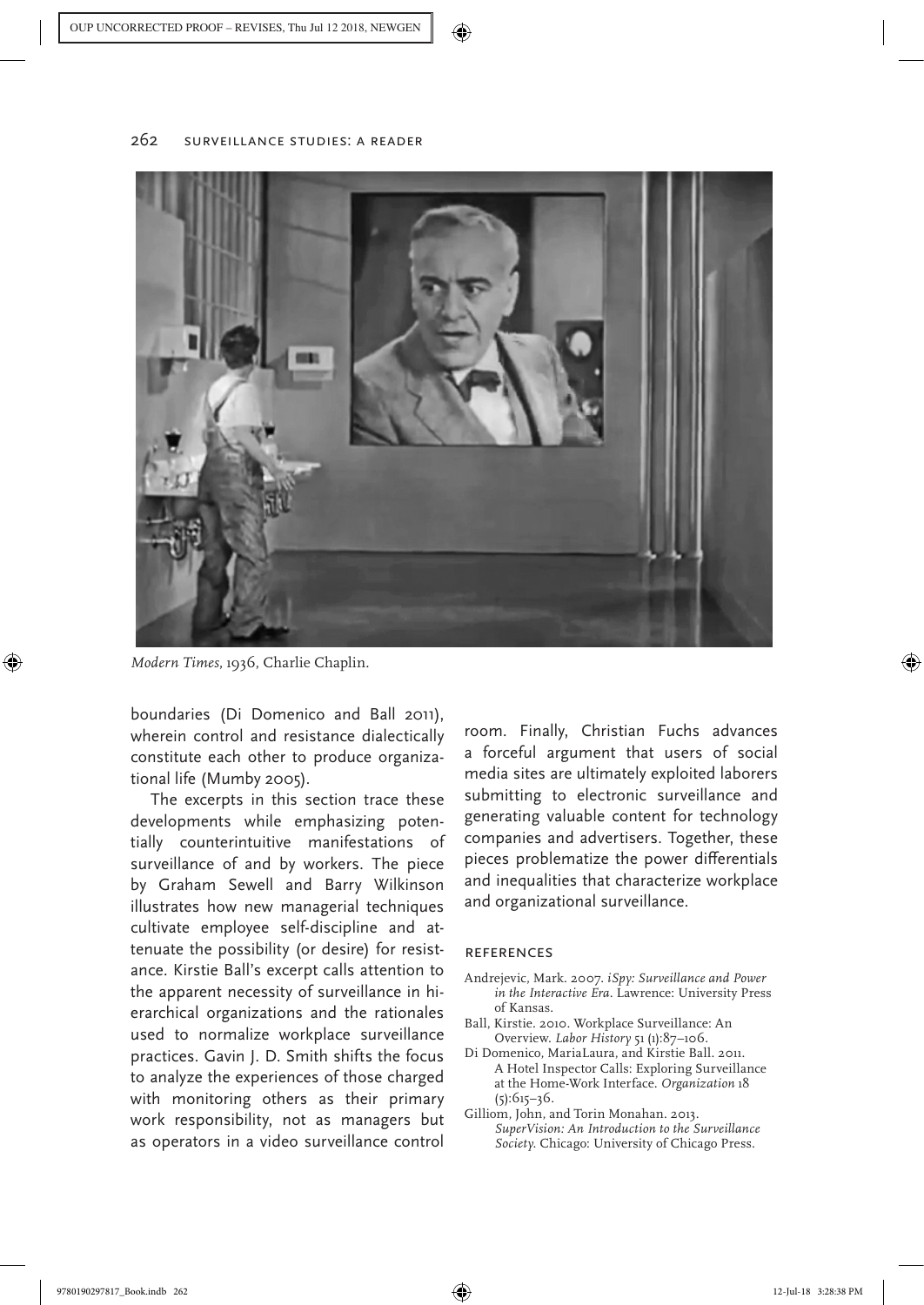*Modern Times*, 1936, Charlie Chaplin.

boundaries (Di Domenico and Ball 2011), wherein control and resistance dialectically constitute each other to produce organizational life (Mumby 2005).

The excerpts in this section trace these developments while emphasizing potentially counterintuitive manifestations of surveillance of and by workers. The piece by Graham Sewell and Barry Wilkinson illustrates how new managerial techniques cultivate employee self-discipline and attenuate the possibility (or desire) for resistance. Kirstie Ball's excerpt calls attention to the apparent necessity of surveillance in hierarchical organizations and the rationales used to normalize workplace surveillance practices. Gavin J. D. Smith shifts the focus to analyze the experiences of those charged with monitoring others as their primary work responsibility, not as managers but as operators in a video surveillance control room. Finally, Christian Fuchs advances a forceful argument that users of social media sites are ultimately exploited laborers submitting to electronic surveillance and generating valuable content for technology companies and advertisers. Together, these pieces problematize the power differentials and inequalities that characterize workplace and organizational surveillance.

## REFERENCES

Andrejevic, Mark. 2007. *iSpy: Surveillance and Power in the Interactive Era*. Lawrence: University Press of Kansas.

Ball, Kirstie. 2010. Workplace Surveillance: An Overview. *Labor History* 51 (1):87–106.

Di Domenico, MariaLaura, and Kirstie Ball. 2011. A Hotel Inspector Calls: Exploring Surveillance at the Home-Work Interface. *Organization* 18 (5):615–36.

Gilliom, John, and Torin Monahan. 2013. *SuperVision: An Introduction to the Surveillance Society*. Chicago: University of Chicago Press.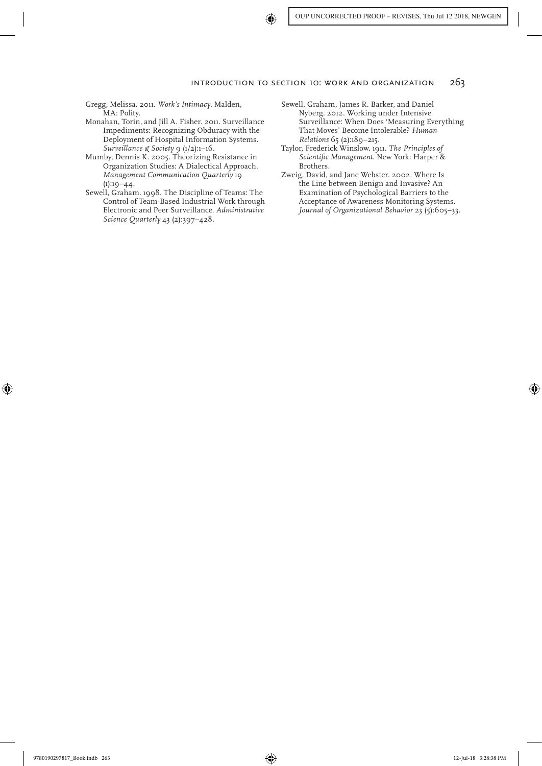Gregg, Melissa. 2011. *Work's Intimacy*. Malden, MA: Polity.

Monahan, Torin, and Jill A. Fisher. 2011. Surveillance Impediments: Recognizing Obduracy with the Deployment of Hospital Information Systems. *Surveillance & Society* 9 (1/2):1–16.

Mumby, Dennis K. 2005. Theorizing Resistance in Organization Studies: A Dialectical Approach. *Management Communication Quarterly* 19 (1):19–44.

Sewell, Graham. 1998. The Discipline of Teams: The Control of Team-Based Industrial Work through Electronic and Peer Surveillance. *Administrative Science Quarterly* 43 (2):397–428.

Sewell, Graham, James R. Barker, and Daniel Nyberg. 2012. Working under Intensive Surveillance: When Does 'Measuring Everything That Moves' Become Intolerable? *Human Relations* 65 (2):189–215.

Taylor, Frederick Winslow. 1911. *The Principles of Scientific Management*. New York: Harper & Brothers.

Zweig, David, and Jane Webster. 2002. Where Is the Line between Benign and Invasive? An Examination of Psychological Barriers to the Acceptance of Awareness Monitoring Systems. *Journal of Organizational Behavior* 23 (5):605–33.